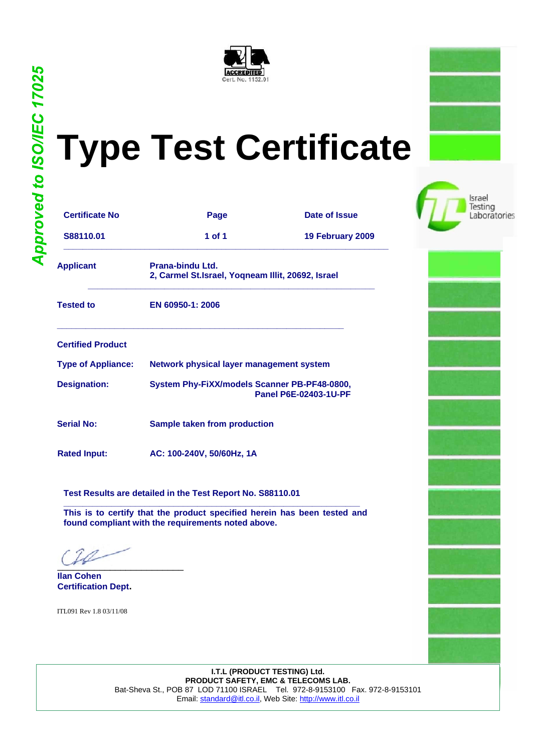Approved to ISO/IEC 17025

ACCREDITED
Cert. No. 1152.01

# Type Test Certificate

Israel Testing Laboratories

| Certificate No | Page | Date of Issue |
|---|---|---|
| S88110.01 | 1 of 1 | 19 February 2009 |

**Applicant** Prana-bindu Ltd.
2, Carmel St.Israel, Yoqneam Illit, 20692, Israel

**Tested to** EN 60950-1: 2006

**Certified Product**

**Type of Appliance:** Network physical layer management system

**Designation:** System Phy-FiXX/models Scanner PB-PF48-0800, Panel P6E-02403-1U-PF

**Serial No:** Sample taken from production

**Rated Input:** AC: 100-240V, 50/60Hz, 1A

**Test Results are detailed in the Test Report No. S88110.01**

**This is to certify that the product specified herein has been tested and found compliant with the requirements noted above.**

**Ilan Cohen**
**Certification Dept.**

ITL091 Rev 1.8 03/11/08

**I.T.L (PRODUCT TESTING) Ltd.**
**PRODUCT SAFETY, EMC & TELECOMS LAB.**
Bat-Sheva St., POB 87 LOD 71100 ISRAEL Tel. 972-8-9153100 Fax. 972-8-9153101
Email: standard@itl.co.il, Web Site: http://www.itl.co.il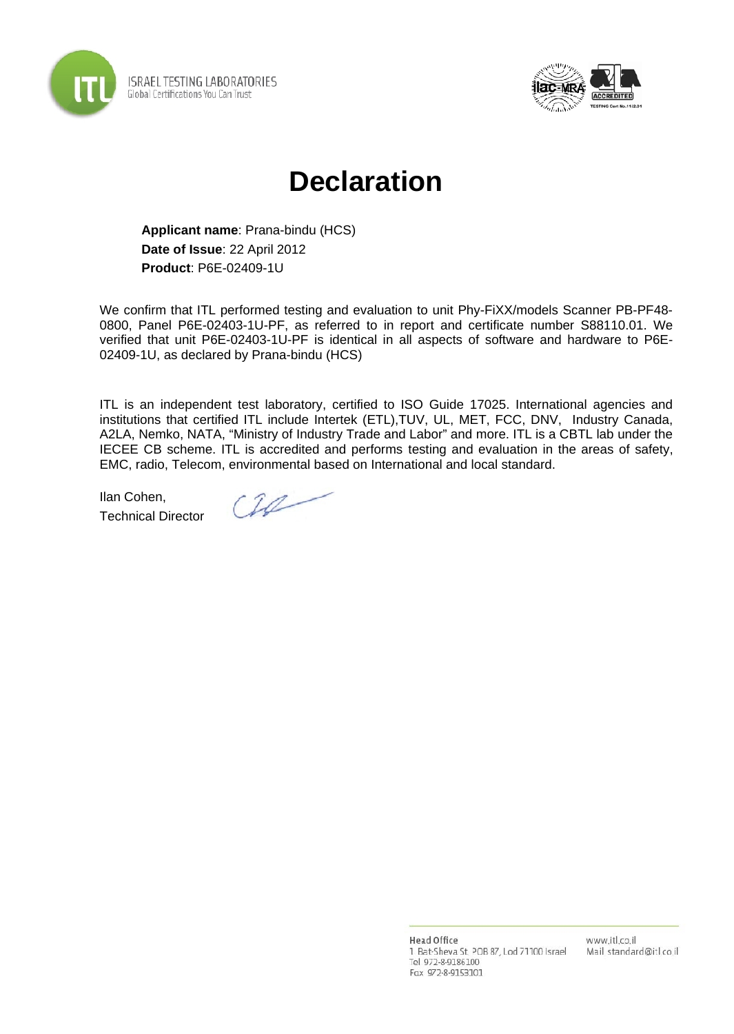ISRAEL TESTING LABORATORIES
Global Certifications You Can Trust

# Declaration

**Applicant name**: Prana-bindu (HCS)
**Date of Issue**: 22 April 2012
**Product**: P6E-02409-1U

We confirm that ITL performed testing and evaluation to unit Phy-FiXX/models Scanner PB-PF48-0800, Panel P6E-02403-1U-PF, as referred to in report and certificate number S88110.01. We verified that unit P6E-02403-1U-PF is identical in all aspects of software and hardware to P6E-02409-1U, as declared by Prana-bindu (HCS)

ITL is an independent test laboratory, certified to ISO Guide 17025. International agencies and institutions that certified ITL include Intertek (ETL),TUV, UL, MET, FCC, DNV, Industry Canada, A2LA, Nemko, NATA, "Ministry of Industry Trade and Labor" and more. ITL is a CBTL lab under the IECEE CB scheme. ITL is accredited and performs testing and evaluation in the areas of safety, EMC, radio, Telecom, environmental based on International and local standard.

Ilan Cohen,
Technical Director

**Head Office**
1 Bat-Sheva St. POB 87, Lod 71100 Israel
Tel 972-8-9186100
Fax 972-8-9153101

www.itl.co.il
Mail standard@itl.co.il